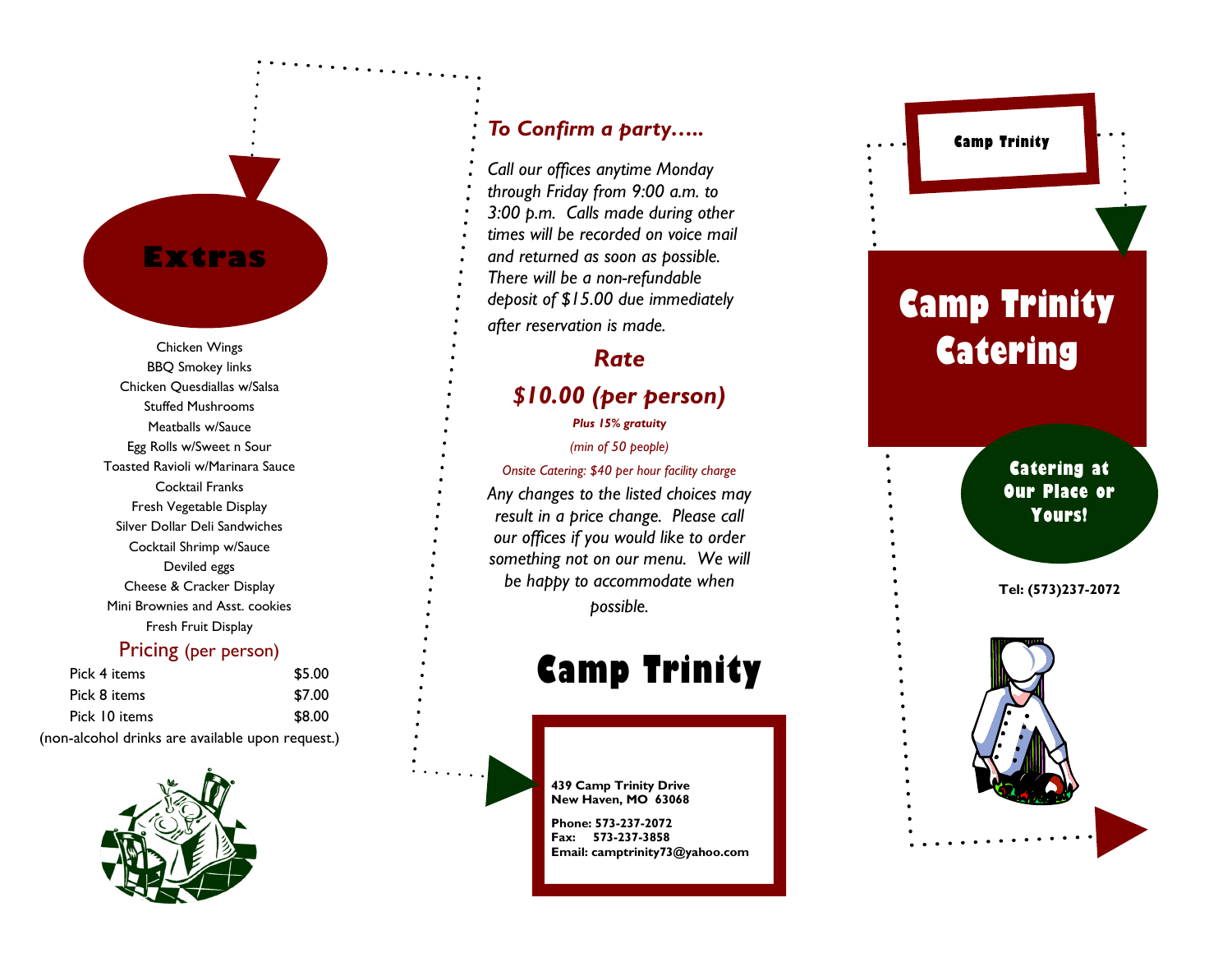## Extras

Chicken Wings
BBQ Smokey links
Chicken Quesdiallas w/Salsa
Stuffed Mushrooms
Meatballs w/Sauce
Egg Rolls w/Sweet n Sour
Toasted Ravioli w/Marinara Sauce
Cocktail Franks
Fresh Vegetable Display
Silver Dollar Deli Sandwiches
Cocktail Shrimp w/Sauce
Deviled eggs
Cheese & Cracker Display
Mini Brownies and Asst. cookies
Fresh Fruit Display

### Pricing (per person)

| | |
|---|---|
| Pick 4 items | $5.00 |
| Pick 8 items | $7.00 |
| Pick 10 items | $8.00 |

(non-alcohol drinks are available upon request.)

### *To Confirm a party…..*

*Call our offices anytime Monday through Friday from 9:00 a.m. to 3:00 p.m. Calls made during other times will be recorded on voice mail and returned as soon as possible. There will be a non-refundable deposit of $15.00 due immediately after reservation is made.*

### *Rate*

### *$10.00 (per person)*

***Plus 15% gratuity***

*(min of 50 people)*

*Onsite Catering: $40 per hour facility charge*

*Any changes to the listed choices may result in a price change. Please call our offices if you would like to order something not on our menu. We will be happy to accommodate when possible.*

## Camp Trinity

**439 Camp Trinity Drive**
**New Haven, MO 63068**

**Phone: 573-237-2072**
**Fax: 573-237-3858**
**Email: camptrinity73@yahoo.com**

**Camp Trinity**

# Camp Trinity Catering

**Catering at Our Place or Yours!**

**Tel: (573)237-2072**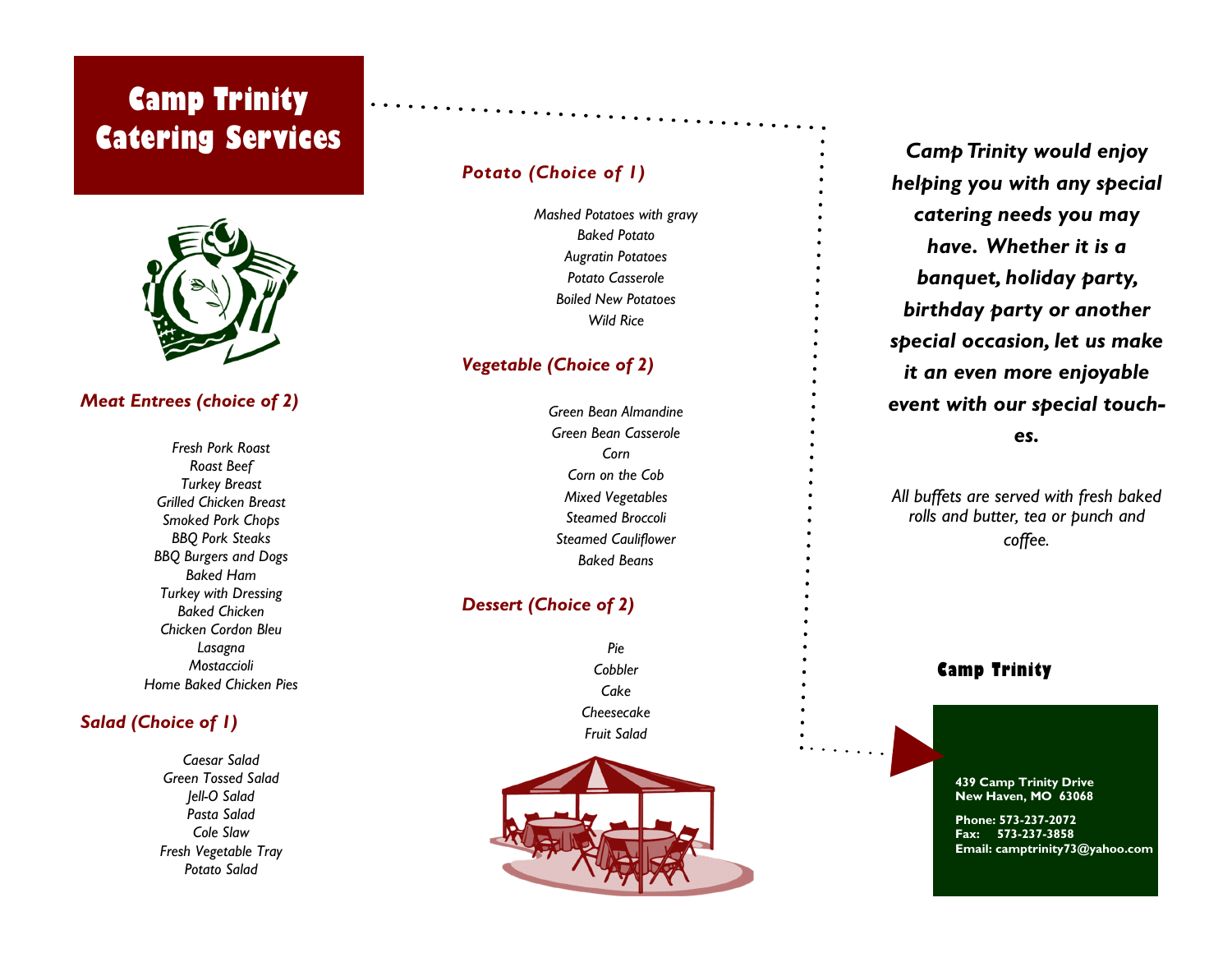# Camp Trinity Catering Services

### *Meat Entrees (choice of 2)*

*Fresh Pork Roast*
*Roast Beef*
*Turkey Breast*
*Grilled Chicken Breast*
*Smoked Pork Chops*
*BBQ Pork Steaks*
*BBQ Burgers and Dogs*
*Baked Ham*
*Turkey with Dressing*
*Baked Chicken*
*Chicken Cordon Bleu*
*Lasagna*
*Mostaccioli*
*Home Baked Chicken Pies*

### *Salad (Choice of 1)*

*Caesar Salad*
*Green Tossed Salad*
*Jell-O Salad*
*Pasta Salad*
*Cole Slaw*
*Fresh Vegetable Tray*
*Potato Salad*

### *Potato (Choice of 1)*

*Mashed Potatoes with gravy*
*Baked Potato*
*Augratin Potatoes*
*Potato Casserole*
*Boiled New Potatoes*
*Wild Rice*

### *Vegetable (Choice of 2)*

*Green Bean Almandine*
*Green Bean Casserole*
*Corn*
*Corn on the Cob*
*Mixed Vegetables*
*Steamed Broccoli*
*Steamed Cauliflower*
*Baked Beans*

### *Dessert (Choice of 2)*

*Pie*
*Cobbler*
*Cake*
*Cheesecake*
*Fruit Salad*

***Camp Trinity would enjoy helping you with any special catering needs you may have. Whether it is a banquet, holiday party, birthday party or another special occasion, let us make it an even more enjoyable event with our special touches.***

*All buffets are served with fresh baked rolls and butter, tea or punch and coffee.*

**Camp Trinity**

**439 Camp Trinity Drive**
**New Haven, MO 63068**

**Phone: 573-237-2072**
**Fax: 573-237-3858**
**Email: camptrinity73@yahoo.com**